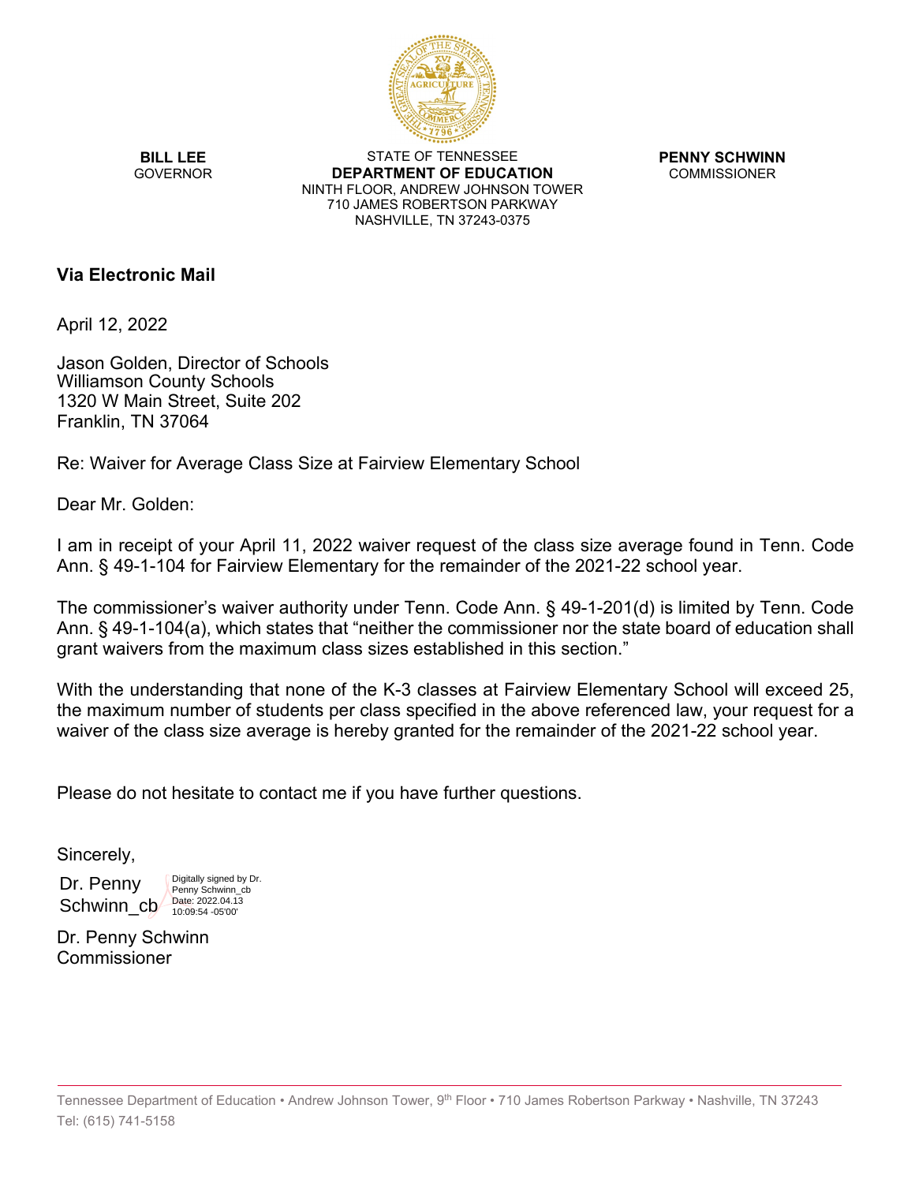**BILL LEE**
GOVERNOR

STATE OF TENNESSEE
**DEPARTMENT OF EDUCATION**
NINTH FLOOR, ANDREW JOHNSON TOWER
710 JAMES ROBERTSON PARKWAY
NASHVILLE, TN 37243-0375

**PENNY SCHWINN**
COMMISSIONER

**Via Electronic Mail**

April 12, 2022

Jason Golden, Director of Schools
Williamson County Schools
1320 W Main Street, Suite 202
Franklin, TN 37064

Re: Waiver for Average Class Size at Fairview Elementary School

Dear Mr. Golden:

I am in receipt of your April 11, 2022 waiver request of the class size average found in Tenn. Code Ann. § 49-1-104 for Fairview Elementary for the remainder of the 2021-22 school year.

The commissioner's waiver authority under Tenn. Code Ann. § 49-1-201(d) is limited by Tenn. Code Ann. § 49-1-104(a), which states that "neither the commissioner nor the state board of education shall grant waivers from the maximum class sizes established in this section."

With the understanding that none of the K-3 classes at Fairview Elementary School will exceed 25, the maximum number of students per class specified in the above referenced law, your request for a waiver of the class size average is hereby granted for the remainder of the 2021-22 school year.

Please do not hesitate to contact me if you have further questions.

Sincerely,

Dr. Penny Schwinn_cb
Digitally signed by Dr. Penny Schwinn_cb
Date: 2022.04.13 10:09:54 -05'00'

Dr. Penny Schwinn
Commissioner

Tennessee Department of Education • Andrew Johnson Tower, 9th Floor • 710 James Robertson Parkway • Nashville, TN 37243
Tel: (615) 741-5158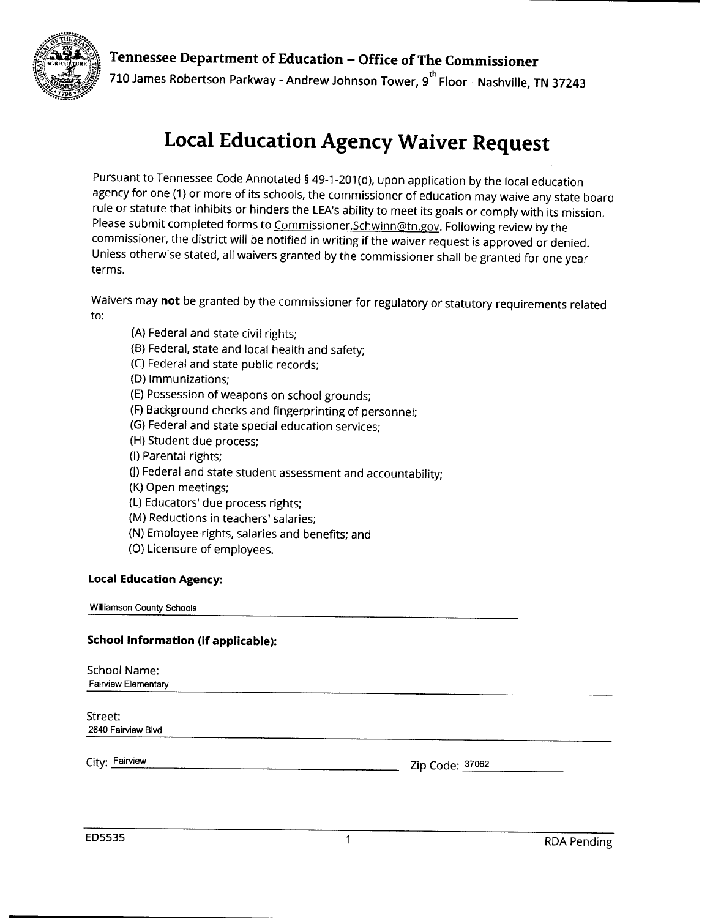**Tennessee Department of Education – Office of The Commissioner**

710 James Robertson Parkway - Andrew Johnson Tower, 9th Floor - Nashville, TN 37243

# Local Education Agency Waiver Request

Pursuant to Tennessee Code Annotated § 49-1-201(d), upon application by the local education agency for one (1) or more of its schools, the commissioner of education may waive any state board rule or statute that inhibits or hinders the LEA's ability to meet its goals or comply with its mission. Please submit completed forms to Commissioner.Schwinn@tn.gov. Following review by the commissioner, the district will be notified in writing if the waiver request is approved or denied. Unless otherwise stated, all waivers granted by the commissioner shall be granted for one year terms.

Waivers may **not** be granted by the commissioner for regulatory or statutory requirements related to:

- (A) Federal and state civil rights;
- (B) Federal, state and local health and safety;
- (C) Federal and state public records;
- (D) Immunizations;
- (E) Possession of weapons on school grounds;
- (F) Background checks and fingerprinting of personnel;
- (G) Federal and state special education services;
- (H) Student due process;
- (I) Parental rights;
- (J) Federal and state student assessment and accountability;
- (K) Open meetings;
- (L) Educators' due process rights;
- (M) Reductions in teachers' salaries;
- (N) Employee rights, salaries and benefits; and
- (O) Licensure of employees.

**Local Education Agency:**

Williamson County Schools

**School Information (if applicable):**

School Name:
Fairview Elementary

Street:
2640 Fairview Blvd

City: Fairview  Zip Code: 37062

ED5535  RDA Pending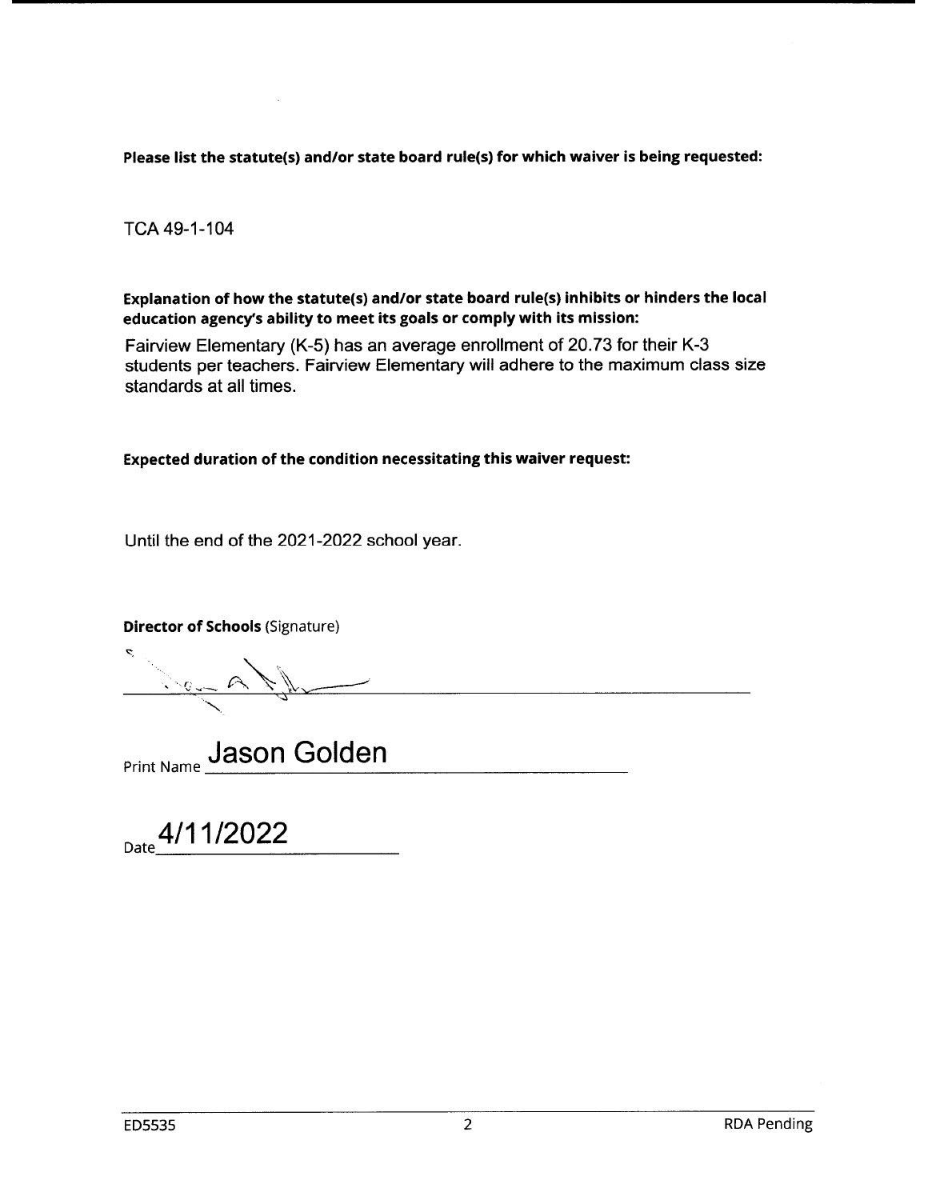**Please list the statute(s) and/or state board rule(s) for which waiver is being requested:**

TCA 49-1-104

**Explanation of how the statute(s) and/or state board rule(s) inhibits or hinders the local education agency's ability to meet its goals or comply with its mission:**

Fairview Elementary (K-5) has an average enrollment of 20.73 for their K-3 students per teachers. Fairview Elementary will adhere to the maximum class size standards at all times.

**Expected duration of the condition necessitating this waiver request:**

Until the end of the 2021-2022 school year.

**Director of Schools** (Signature)

Print Name Jason Golden

Date 4/11/2022

ED5535

RDA Pending